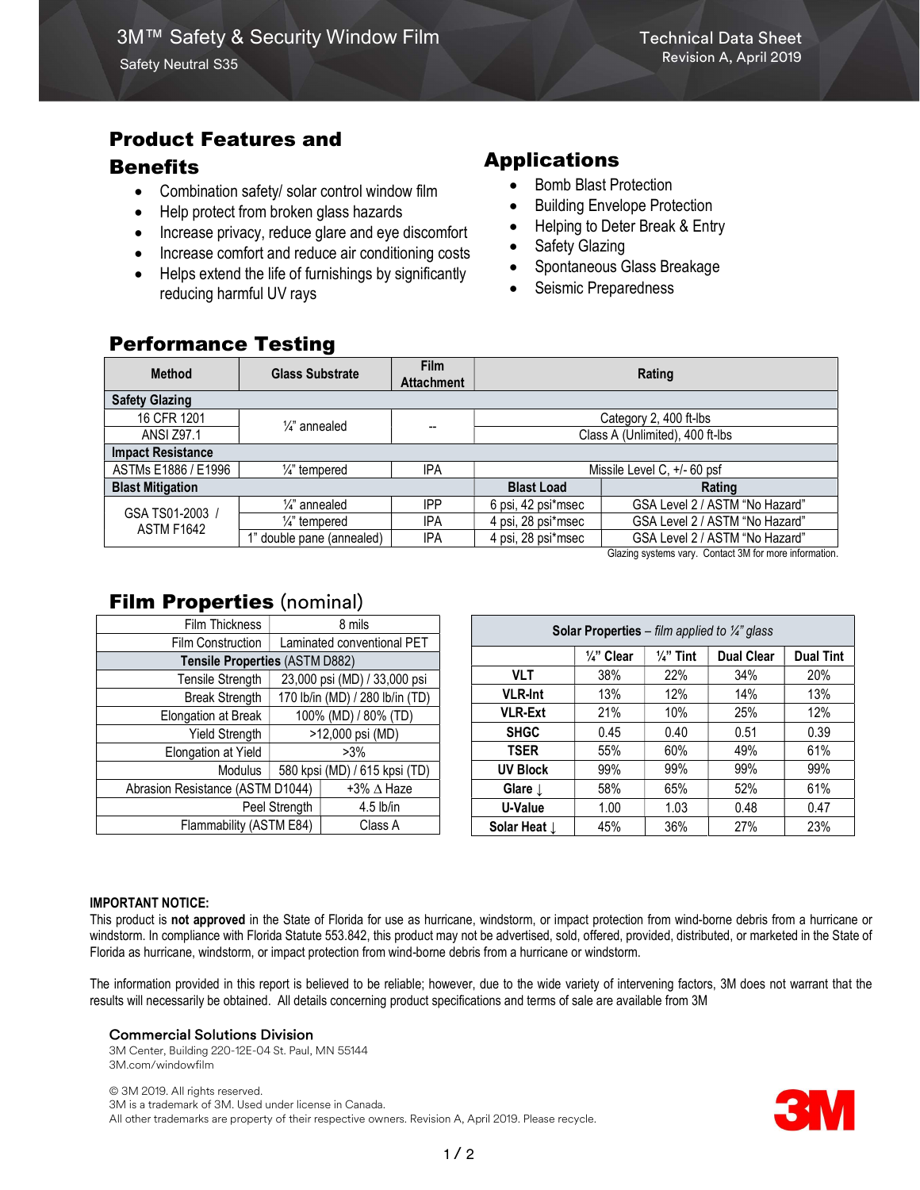# 3M™ Safety & Security Window Film

Safety Neutral S35

Technical Data Sheet
Revision A, April 2019

## Product Features and Benefits

- Combination safety/ solar control window film
- Help protect from broken glass hazards
- Increase privacy, reduce glare and eye discomfort
- Increase comfort and reduce air conditioning costs
- Helps extend the life of furnishings by significantly reducing harmful UV rays

## Applications

- Bomb Blast Protection
- Building Envelope Protection
- Helping to Deter Break & Entry
- Safety Glazing
- Spontaneous Glass Breakage
- Seismic Preparedness

## Performance Testing

| Method | Glass Substrate | Film Attachment | Rating | |
|---|---|---|---|---|
| **Safety Glazing** | | | | |
| 16 CFR 1201 | ¼" annealed | -- | Category 2, 400 ft-lbs | |
| ANSI Z97.1 | ¼" annealed | -- | Class A (Unlimited), 400 ft-lbs | |
| **Impact Resistance** | | | | |
| ASTMs E1886 / E1996 | ¼" tempered | IPA | Missile Level C, +/- 60 psf | |
| **Blast Mitigation** | | | **Blast Load** | **Rating** |
| GSA TS01-2003 / ASTM F1642 | ¼" annealed | IPP | 6 psi, 42 psi*msec | GSA Level 2 / ASTM "No Hazard" |
| GSA TS01-2003 / ASTM F1642 | ¼" tempered | IPA | 4 psi, 28 psi*msec | GSA Level 2 / ASTM "No Hazard" |
| GSA TS01-2003 / ASTM F1642 | 1" double pane (annealed) | IPA | 4 psi, 28 psi*msec | GSA Level 2 / ASTM "No Hazard" |

Glazing systems vary. Contact 3M for more information.

## Film Properties (nominal)

| Property | Value |
|---|---|
| Film Thickness | 8 mils |
| Film Construction | Laminated conventional PET |
| **Tensile Properties** (ASTM D882) | |
| Tensile Strength | 23,000 psi (MD) / 33,000 psi |
| Break Strength | 170 lb/in (MD) / 280 lb/in (TD) |
| Elongation at Break | 100% (MD) / 80% (TD) |
| Yield Strength | >12,000 psi (MD) |
| Elongation at Yield | >3% |
| Modulus | 580 kpsi (MD) / 615 kpsi (TD) |
| Abrasion Resistance (ASTM D1044) | +3% Δ Haze |
| Peel Strength | 4.5 lb/in |
| Flammability (ASTM E84) | Class A |

**Solar Properties** – *film applied to ¼" glass*

| | ¼" Clear | ¼" Tint | Dual Clear | Dual Tint |
|---|---|---|---|---|
| **VLT** | 38% | 22% | 34% | 20% |
| **VLR-Int** | 13% | 12% | 14% | 13% |
| **VLR-Ext** | 21% | 10% | 25% | 12% |
| **SHGC** | 0.45 | 0.40 | 0.51 | 0.39 |
| **TSER** | 55% | 60% | 49% | 61% |
| **UV Block** | 99% | 99% | 99% | 99% |
| **Glare ↓** | 58% | 65% | 52% | 61% |
| **U-Value** | 1.00 | 1.03 | 0.48 | 0.47 |
| **Solar Heat ↓** | 45% | 36% | 27% | 23% |

**IMPORTANT NOTICE:**

This product is **not approved** in the State of Florida for use as hurricane, windstorm, or impact protection from wind-borne debris from a hurricane or windstorm. In compliance with Florida Statute 553.842, this product may not be advertised, sold, offered, provided, distributed, or marketed in the State of Florida as hurricane, windstorm, or impact protection from wind-borne debris from a hurricane or windstorm.

The information provided in this report is believed to be reliable; however, due to the wide variety of intervening factors, 3M does not warrant that the results will necessarily be obtained. All details concerning product specifications and terms of sale are available from 3M

**Commercial Solutions Division**
3M Center, Building 220-12E-04 St. Paul, MN 55144
3M.com/windowfilm

© 3M 2019. All rights reserved.
3M is a trademark of 3M. Used under license in Canada.
All other trademarks are property of their respective owners. Revision A, April 2019. Please recycle.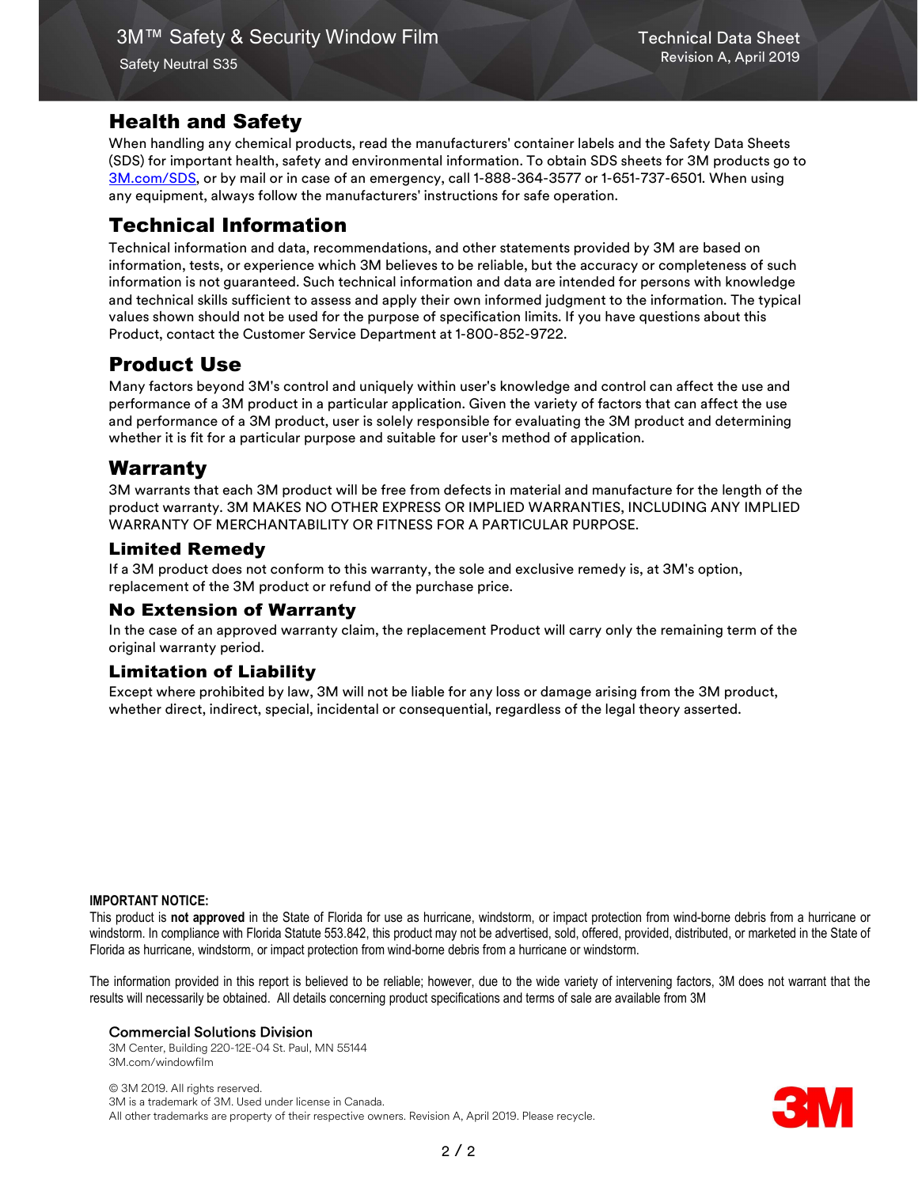## Health and Safety

When handling any chemical products, read the manufacturers' container labels and the Safety Data Sheets (SDS) for important health, safety and environmental information. To obtain SDS sheets for 3M products go to 3M.com/SDS, or by mail or in case of an emergency, call 1-888-364-3577 or 1-651-737-6501. When using any equipment, always follow the manufacturers' instructions for safe operation.

## Technical Information

Technical information and data, recommendations, and other statements provided by 3M are based on information, tests, or experience which 3M believes to be reliable, but the accuracy or completeness of such information is not guaranteed. Such technical information and data are intended for persons with knowledge and technical skills sufficient to assess and apply their own informed judgment to the information. The typical values shown should not be used for the purpose of specification limits. If you have questions about this Product, contact the Customer Service Department at 1-800-852-9722.

## Product Use

Many factors beyond 3M's control and uniquely within user's knowledge and control can affect the use and performance of a 3M product in a particular application. Given the variety of factors that can affect the use and performance of a 3M product, user is solely responsible for evaluating the 3M product and determining whether it is fit for a particular purpose and suitable for user's method of application.

## Warranty

3M warrants that each 3M product will be free from defects in material and manufacture for the length of the product warranty. 3M MAKES NO OTHER EXPRESS OR IMPLIED WARRANTIES, INCLUDING ANY IMPLIED WARRANTY OF MERCHANTABILITY OR FITNESS FOR A PARTICULAR PURPOSE.

### Limited Remedy

If a 3M product does not conform to this warranty, the sole and exclusive remedy is, at 3M's option, replacement of the 3M product or refund of the purchase price.

### No Extension of Warranty

In the case of an approved warranty claim, the replacement Product will carry only the remaining term of the original warranty period.

### Limitation of Liability

Except where prohibited by law, 3M will not be liable for any loss or damage arising from the 3M product, whether direct, indirect, special, incidental or consequential, regardless of the legal theory asserted.

**IMPORTANT NOTICE:**

This product is **not approved** in the State of Florida for use as hurricane, windstorm, or impact protection from wind-borne debris from a hurricane or windstorm. In compliance with Florida Statute 553.842, this product may not be advertised, sold, offered, provided, distributed, or marketed in the State of Florida as hurricane, windstorm, or impact protection from wind-borne debris from a hurricane or windstorm.

The information provided in this report is believed to be reliable; however, due to the wide variety of intervening factors, 3M does not warrant that the results will necessarily be obtained. All details concerning product specifications and terms of sale are available from 3M

**Commercial Solutions Division**
3M Center, Building 220-12E-04 St. Paul, MN 55144
3M.com/windowfilm

© 3M 2019. All rights reserved.
3M is a trademark of 3M. Used under license in Canada.
All other trademarks are property of their respective owners. Revision A, April 2019. Please recycle.